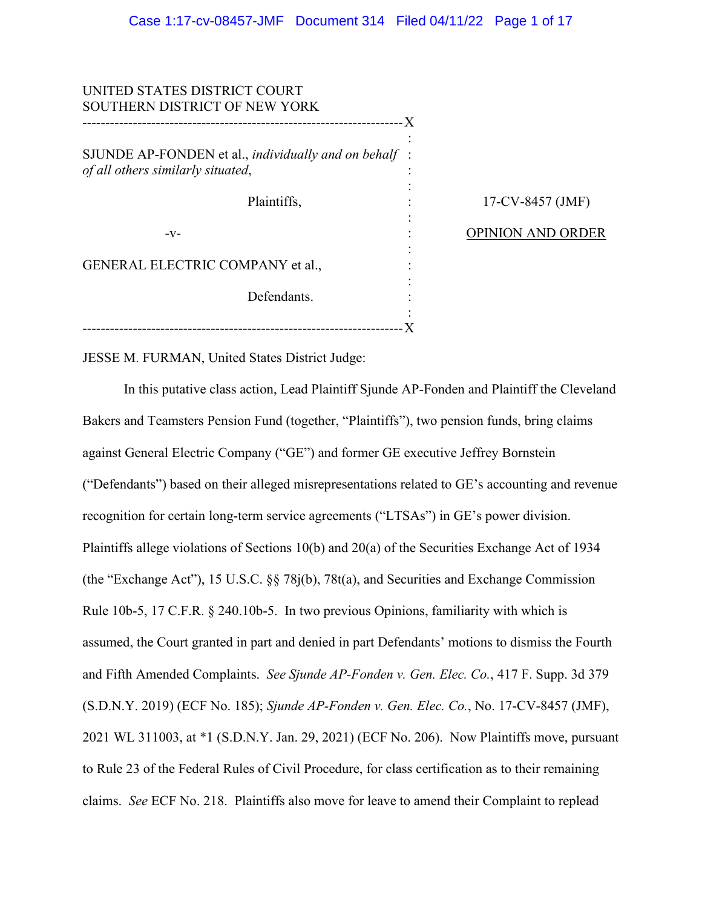UNITED STATES DISTRICT COURT
SOUTHERN DISTRICT OF NEW YORK

---

SJUNDE AP-FONDEN et al., *individually and on behalf of all others similarly situated*,

Plaintiffs,

-v-

GENERAL ELECTRIC COMPANY et al.,

Defendants.

---

17-CV-8457 (JMF)

OPINION AND ORDER

JESSE M. FURMAN, United States District Judge:

In this putative class action, Lead Plaintiff Sjunde AP-Fonden and Plaintiff the Cleveland Bakers and Teamsters Pension Fund (together, "Plaintiffs"), two pension funds, bring claims against General Electric Company ("GE") and former GE executive Jeffrey Bornstein ("Defendants") based on their alleged misrepresentations related to GE's accounting and revenue recognition for certain long-term service agreements ("LTSAs") in GE's power division. Plaintiffs allege violations of Sections 10(b) and 20(a) of the Securities Exchange Act of 1934 (the "Exchange Act"), 15 U.S.C. §§ 78j(b), 78t(a), and Securities and Exchange Commission Rule 10b-5, 17 C.F.R. § 240.10b-5. In two previous Opinions, familiarity with which is assumed, the Court granted in part and denied in part Defendants' motions to dismiss the Fourth and Fifth Amended Complaints. *See Sjunde AP-Fonden v. Gen. Elec. Co.*, 417 F. Supp. 3d 379 (S.D.N.Y. 2019) (ECF No. 185); *Sjunde AP-Fonden v. Gen. Elec. Co.*, No. 17-CV-8457 (JMF), 2021 WL 311003, at *1 (S.D.N.Y. Jan. 29, 2021) (ECF No. 206). Now Plaintiffs move, pursuant to Rule 23 of the Federal Rules of Civil Procedure, for class certification as to their remaining claims. *See* ECF No. 218. Plaintiffs also move for leave to amend their Complaint to replead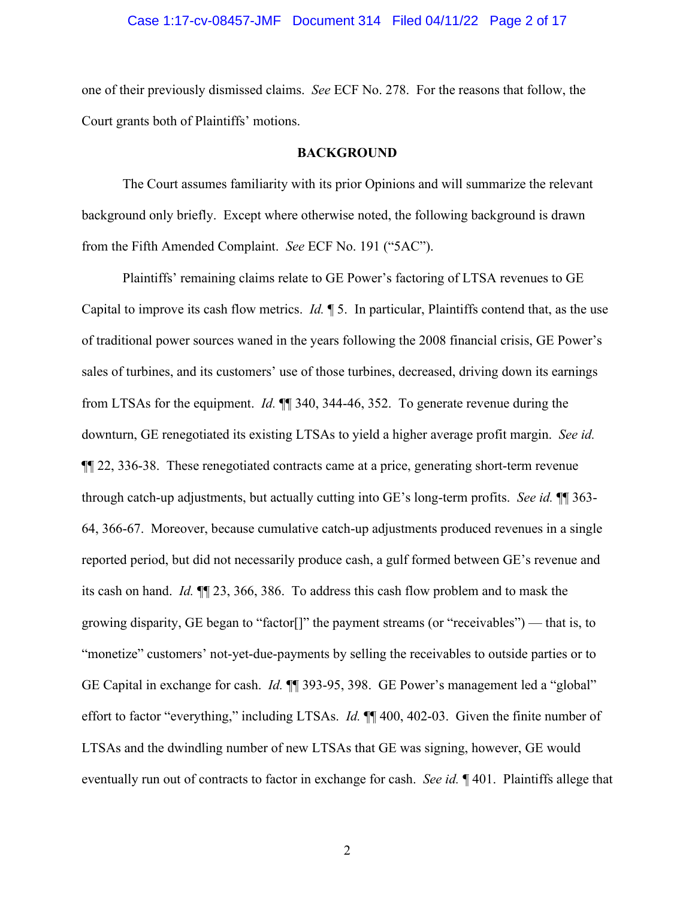one of their previously dismissed claims. *See* ECF No. 278. For the reasons that follow, the Court grants both of Plaintiffs' motions.

## BACKGROUND

The Court assumes familiarity with its prior Opinions and will summarize the relevant background only briefly. Except where otherwise noted, the following background is drawn from the Fifth Amended Complaint. *See* ECF No. 191 ("5AC").

Plaintiffs' remaining claims relate to GE Power's factoring of LTSA revenues to GE Capital to improve its cash flow metrics. *Id.* ¶ 5. In particular, Plaintiffs contend that, as the use of traditional power sources waned in the years following the 2008 financial crisis, GE Power's sales of turbines, and its customers' use of those turbines, decreased, driving down its earnings from LTSAs for the equipment. *Id.* ¶¶ 340, 344-46, 352. To generate revenue during the downturn, GE renegotiated its existing LTSAs to yield a higher average profit margin. *See id.* ¶¶ 22, 336-38. These renegotiated contracts came at a price, generating short-term revenue through catch-up adjustments, but actually cutting into GE's long-term profits. *See id.* ¶¶ 363-64, 366-67. Moreover, because cumulative catch-up adjustments produced revenues in a single reported period, but did not necessarily produce cash, a gulf formed between GE's revenue and its cash on hand. *Id.* ¶¶ 23, 366, 386. To address this cash flow problem and to mask the growing disparity, GE began to "factor[]" the payment streams (or "receivables") — that is, to "monetize" customers' not-yet-due-payments by selling the receivables to outside parties or to GE Capital in exchange for cash. *Id.* ¶¶ 393-95, 398. GE Power's management led a "global" effort to factor "everything," including LTSAs. *Id.* ¶¶ 400, 402-03. Given the finite number of LTSAs and the dwindling number of new LTSAs that GE was signing, however, GE would eventually run out of contracts to factor in exchange for cash. *See id.* ¶ 401. Plaintiffs allege that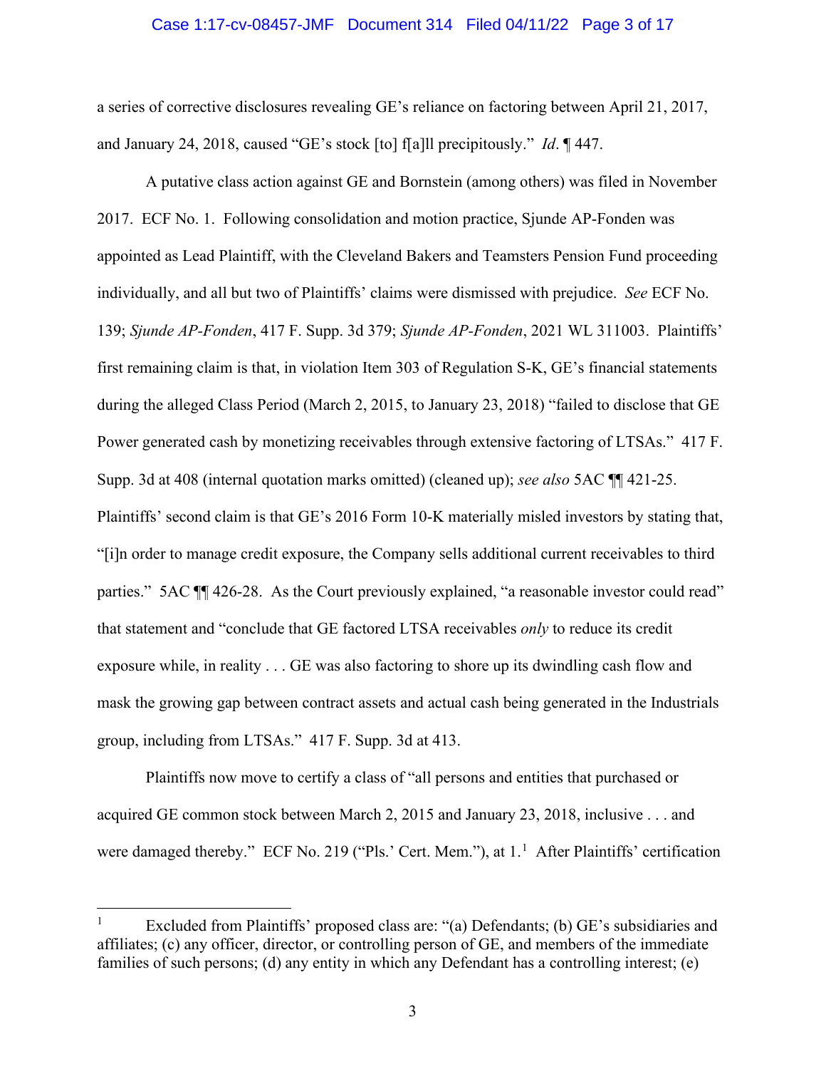a series of corrective disclosures revealing GE's reliance on factoring between April 21, 2017, and January 24, 2018, caused "GE's stock [to] f[a]ll precipitously." *Id*. ¶ 447.

A putative class action against GE and Bornstein (among others) was filed in November 2017. ECF No. 1. Following consolidation and motion practice, Sjunde AP-Fonden was appointed as Lead Plaintiff, with the Cleveland Bakers and Teamsters Pension Fund proceeding individually, and all but two of Plaintiffs' claims were dismissed with prejudice. *See* ECF No. 139; *Sjunde AP-Fonden*, 417 F. Supp. 3d 379; *Sjunde AP-Fonden*, 2021 WL 311003. Plaintiffs' first remaining claim is that, in violation Item 303 of Regulation S-K, GE's financial statements during the alleged Class Period (March 2, 2015, to January 23, 2018) "failed to disclose that GE Power generated cash by monetizing receivables through extensive factoring of LTSAs." 417 F. Supp. 3d at 408 (internal quotation marks omitted) (cleaned up); *see also* 5AC ¶¶ 421-25. Plaintiffs' second claim is that GE's 2016 Form 10-K materially misled investors by stating that, "[i]n order to manage credit exposure, the Company sells additional current receivables to third parties." 5AC ¶¶ 426-28. As the Court previously explained, "a reasonable investor could read" that statement and "conclude that GE factored LTSA receivables *only* to reduce its credit exposure while, in reality . . . GE was also factoring to shore up its dwindling cash flow and mask the growing gap between contract assets and actual cash being generated in the Industrials group, including from LTSAs." 417 F. Supp. 3d at 413.

Plaintiffs now move to certify a class of "all persons and entities that purchased or acquired GE common stock between March 2, 2015 and January 23, 2018, inclusive . . . and were damaged thereby." ECF No. 219 ("Pls.' Cert. Mem."), at 1.[1] After Plaintiffs' certification

---

[1] Excluded from Plaintiffs' proposed class are: "(a) Defendants; (b) GE's subsidiaries and affiliates; (c) any officer, director, or controlling person of GE, and members of the immediate families of such persons; (d) any entity in which any Defendant has a controlling interest; (e)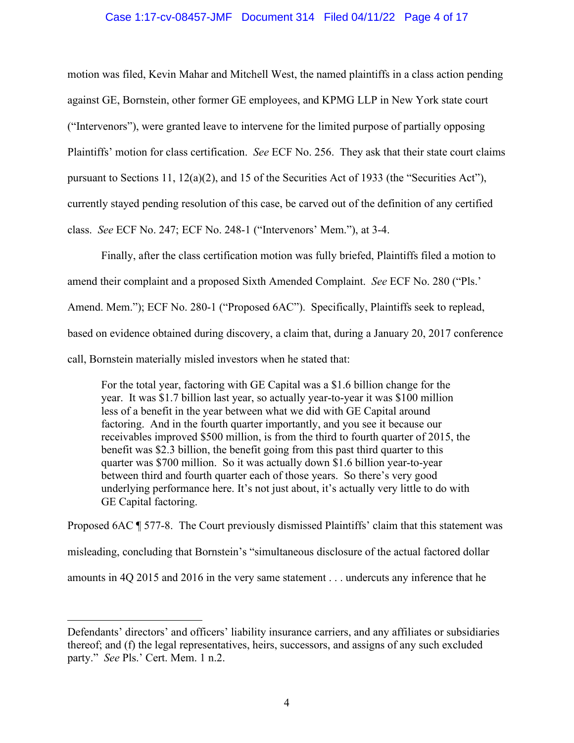motion was filed, Kevin Mahar and Mitchell West, the named plaintiffs in a class action pending against GE, Bornstein, other former GE employees, and KPMG LLP in New York state court ("Intervenors"), were granted leave to intervene for the limited purpose of partially opposing Plaintiffs' motion for class certification. *See* ECF No. 256. They ask that their state court claims pursuant to Sections 11, 12(a)(2), and 15 of the Securities Act of 1933 (the "Securities Act"), currently stayed pending resolution of this case, be carved out of the definition of any certified class. *See* ECF No. 247; ECF No. 248-1 ("Intervenors' Mem."), at 3-4.

Finally, after the class certification motion was fully briefed, Plaintiffs filed a motion to amend their complaint and a proposed Sixth Amended Complaint. *See* ECF No. 280 ("Pls.' Amend. Mem."); ECF No. 280-1 ("Proposed 6AC"). Specifically, Plaintiffs seek to replead, based on evidence obtained during discovery, a claim that, during a January 20, 2017 conference call, Bornstein materially misled investors when he stated that:

> For the total year, factoring with GE Capital was a $1.6 billion change for the year. It was $1.7 billion last year, so actually year-to-year it was $100 million less of a benefit in the year between what we did with GE Capital around factoring. And in the fourth quarter importantly, and you see it because our receivables improved $500 million, is from the third to fourth quarter of 2015, the benefit was $2.3 billion, the benefit going from this past third quarter to this quarter was $700 million. So it was actually down $1.6 billion year-to-year between third and fourth quarter each of those years. So there's very good underlying performance here. It's not just about, it's actually very little to do with GE Capital factoring.

Proposed 6AC ¶ 577-8. The Court previously dismissed Plaintiffs' claim that this statement was misleading, concluding that Bornstein's "simultaneous disclosure of the actual factored dollar amounts in 4Q 2015 and 2016 in the very same statement . . . undercuts any inference that he

---

Defendants' directors' and officers' liability insurance carriers, and any affiliates or subsidiaries thereof; and (f) the legal representatives, heirs, successors, and assigns of any such excluded party." *See* Pls.' Cert. Mem. 1 n.2.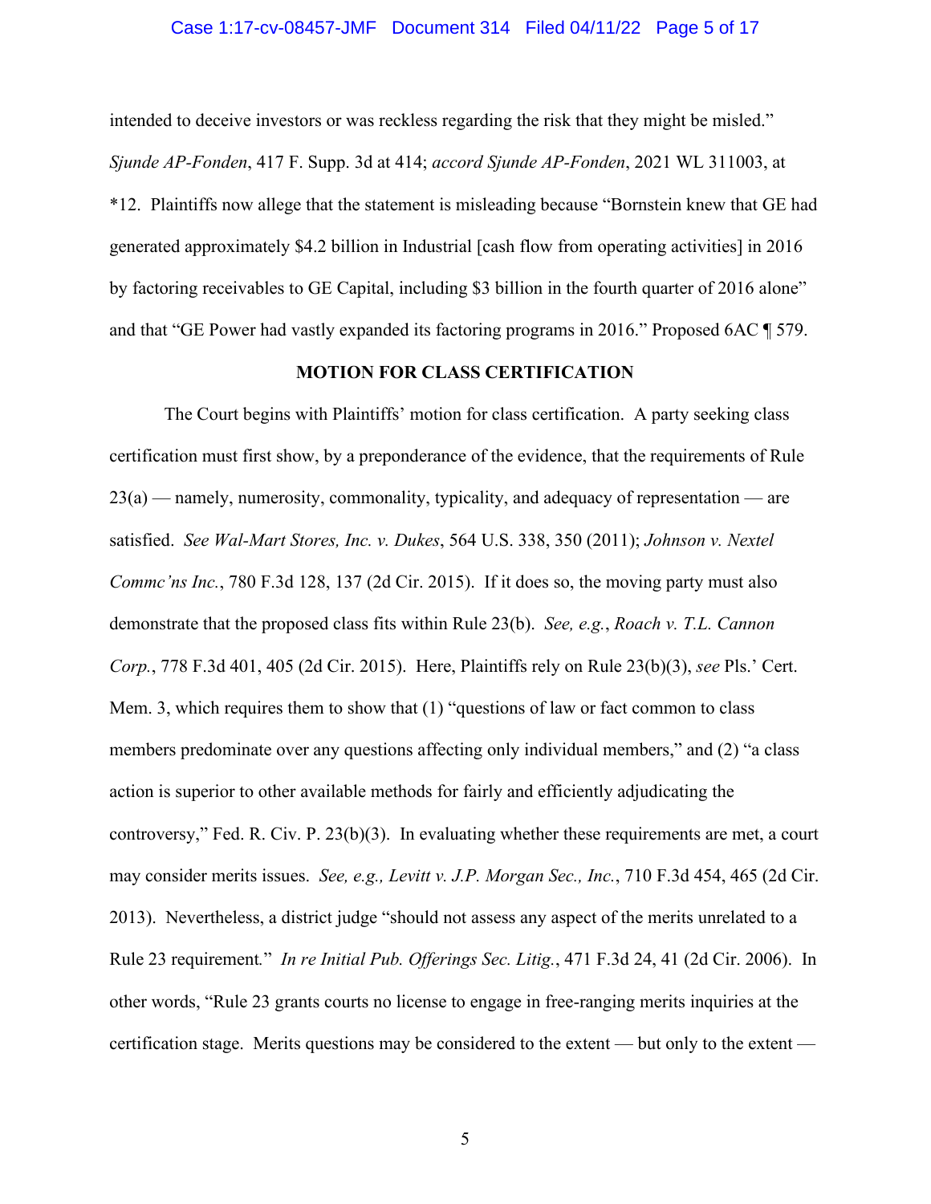intended to deceive investors or was reckless regarding the risk that they might be misled." *Sjunde AP-Fonden*, 417 F. Supp. 3d at 414; *accord Sjunde AP-Fonden*, 2021 WL 311003, at *12. Plaintiffs now allege that the statement is misleading because "Bornstein knew that GE had generated approximately $4.2 billion in Industrial [cash flow from operating activities] in 2016 by factoring receivables to GE Capital, including $3 billion in the fourth quarter of 2016 alone" and that "GE Power had vastly expanded its factoring programs in 2016." Proposed 6AC ¶ 579.

## MOTION FOR CLASS CERTIFICATION

The Court begins with Plaintiffs' motion for class certification. A party seeking class certification must first show, by a preponderance of the evidence, that the requirements of Rule 23(a) — namely, numerosity, commonality, typicality, and adequacy of representation — are satisfied. *See Wal-Mart Stores, Inc. v. Dukes*, 564 U.S. 338, 350 (2011); *Johnson v. Nextel Commc'ns Inc.*, 780 F.3d 128, 137 (2d Cir. 2015). If it does so, the moving party must also demonstrate that the proposed class fits within Rule 23(b). *See, e.g.*, *Roach v. T.L. Cannon Corp.*, 778 F.3d 401, 405 (2d Cir. 2015). Here, Plaintiffs rely on Rule 23(b)(3), *see* Pls.' Cert. Mem. 3, which requires them to show that (1) "questions of law or fact common to class members predominate over any questions affecting only individual members," and (2) "a class action is superior to other available methods for fairly and efficiently adjudicating the controversy," Fed. R. Civ. P. 23(b)(3). In evaluating whether these requirements are met, a court may consider merits issues. *See, e.g., Levitt v. J.P. Morgan Sec., Inc.*, 710 F.3d 454, 465 (2d Cir. 2013). Nevertheless, a district judge "should not assess any aspect of the merits unrelated to a Rule 23 requirement." *In re Initial Pub. Offerings Sec. Litig.*, 471 F.3d 24, 41 (2d Cir. 2006). In other words, "Rule 23 grants courts no license to engage in free-ranging merits inquiries at the certification stage. Merits questions may be considered to the extent — but only to the extent —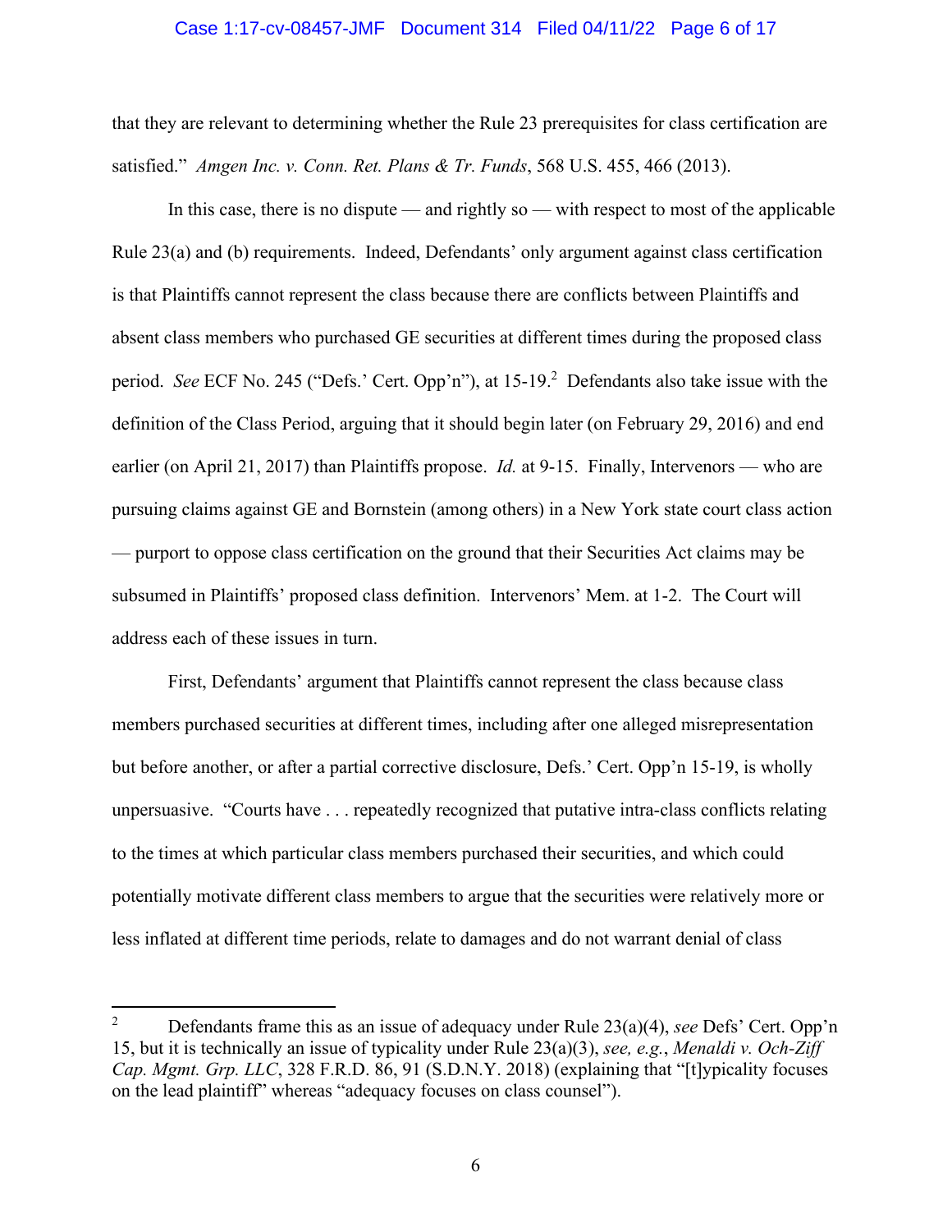that they are relevant to determining whether the Rule 23 prerequisites for class certification are satisfied." *Amgen Inc. v. Conn. Ret. Plans & Tr. Funds*, 568 U.S. 455, 466 (2013).

In this case, there is no dispute — and rightly so — with respect to most of the applicable Rule 23(a) and (b) requirements. Indeed, Defendants' only argument against class certification is that Plaintiffs cannot represent the class because there are conflicts between Plaintiffs and absent class members who purchased GE securities at different times during the proposed class period. *See* ECF No. 245 ("Defs.' Cert. Opp'n"), at 15-19.[2] Defendants also take issue with the definition of the Class Period, arguing that it should begin later (on February 29, 2016) and end earlier (on April 21, 2017) than Plaintiffs propose. *Id.* at 9-15. Finally, Intervenors — who are pursuing claims against GE and Bornstein (among others) in a New York state court class action — purport to oppose class certification on the ground that their Securities Act claims may be subsumed in Plaintiffs' proposed class definition. Intervenors' Mem. at 1-2. The Court will address each of these issues in turn.

First, Defendants' argument that Plaintiffs cannot represent the class because class members purchased securities at different times, including after one alleged misrepresentation but before another, or after a partial corrective disclosure, Defs.' Cert. Opp'n 15-19, is wholly unpersuasive. "Courts have . . . repeatedly recognized that putative intra-class conflicts relating to the times at which particular class members purchased their securities, and which could potentially motivate different class members to argue that the securities were relatively more or less inflated at different time periods, relate to damages and do not warrant denial of class

---

[2] Defendants frame this as an issue of adequacy under Rule 23(a)(4), *see* Defs' Cert. Opp'n 15, but it is technically an issue of typicality under Rule 23(a)(3), *see, e.g.*, *Menaldi v. Och-Ziff Cap. Mgmt. Grp. LLC*, 328 F.R.D. 86, 91 (S.D.N.Y. 2018) (explaining that "[t]ypicality focuses on the lead plaintiff" whereas "adequacy focuses on class counsel").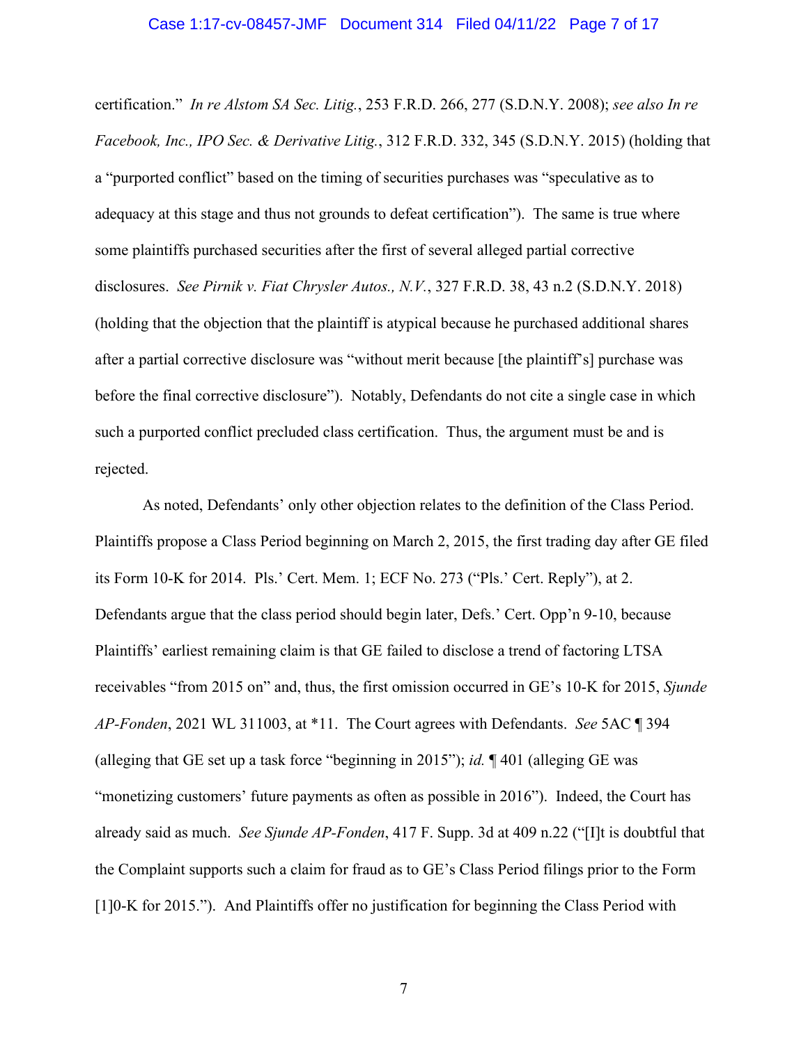certification." *In re Alstom SA Sec. Litig.*, 253 F.R.D. 266, 277 (S.D.N.Y. 2008); *see also In re Facebook, Inc., IPO Sec. & Derivative Litig.*, 312 F.R.D. 332, 345 (S.D.N.Y. 2015) (holding that a "purported conflict" based on the timing of securities purchases was "speculative as to adequacy at this stage and thus not grounds to defeat certification"). The same is true where some plaintiffs purchased securities after the first of several alleged partial corrective disclosures. *See Pirnik v. Fiat Chrysler Autos., N.V.*, 327 F.R.D. 38, 43 n.2 (S.D.N.Y. 2018) (holding that the objection that the plaintiff is atypical because he purchased additional shares after a partial corrective disclosure was "without merit because [the plaintiff's] purchase was before the final corrective disclosure"). Notably, Defendants do not cite a single case in which such a purported conflict precluded class certification. Thus, the argument must be and is rejected.

As noted, Defendants' only other objection relates to the definition of the Class Period. Plaintiffs propose a Class Period beginning on March 2, 2015, the first trading day after GE filed its Form 10-K for 2014. Pls.' Cert. Mem. 1; ECF No. 273 ("Pls.' Cert. Reply"), at 2. Defendants argue that the class period should begin later, Defs.' Cert. Opp'n 9-10, because Plaintiffs' earliest remaining claim is that GE failed to disclose a trend of factoring LTSA receivables "from 2015 on" and, thus, the first omission occurred in GE's 10-K for 2015, *Sjunde AP-Fonden*, 2021 WL 311003, at *11. The Court agrees with Defendants. *See* 5AC ¶ 394 (alleging that GE set up a task force "beginning in 2015"); *id.* ¶ 401 (alleging GE was "monetizing customers' future payments as often as possible in 2016"). Indeed, the Court has already said as much. *See Sjunde AP-Fonden*, 417 F. Supp. 3d at 409 n.22 ("[I]t is doubtful that the Complaint supports such a claim for fraud as to GE's Class Period filings prior to the Form [1]0-K for 2015."). And Plaintiffs offer no justification for beginning the Class Period with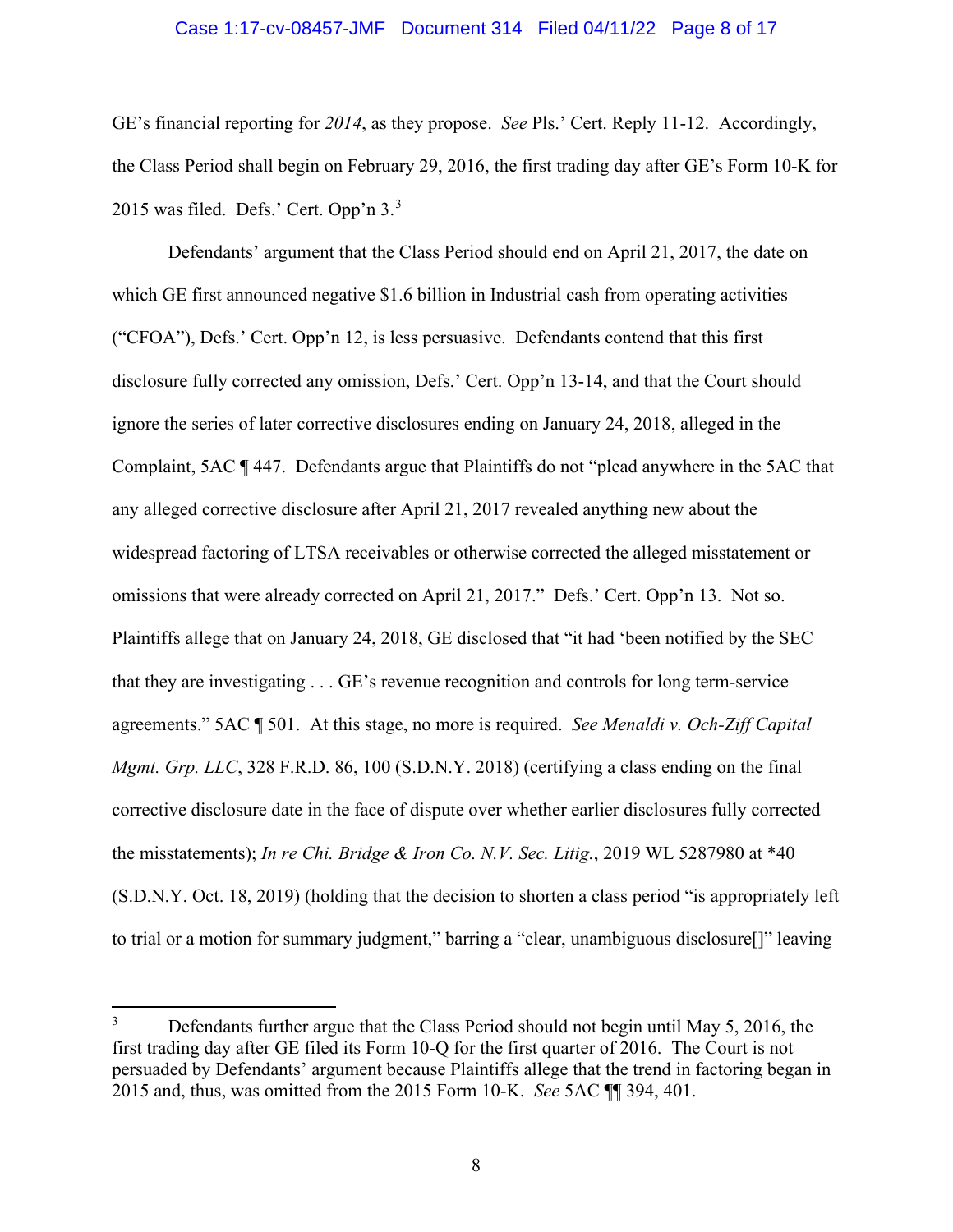GE's financial reporting for *2014*, as they propose. *See* Pls.' Cert. Reply 11-12. Accordingly, the Class Period shall begin on February 29, 2016, the first trading day after GE's Form 10-K for 2015 was filed. Defs.' Cert. Opp'n 3.[3]

Defendants' argument that the Class Period should end on April 21, 2017, the date on which GE first announced negative $1.6 billion in Industrial cash from operating activities ("CFOA"), Defs.' Cert. Opp'n 12, is less persuasive. Defendants contend that this first disclosure fully corrected any omission, Defs.' Cert. Opp'n 13-14, and that the Court should ignore the series of later corrective disclosures ending on January 24, 2018, alleged in the Complaint, 5AC ¶ 447. Defendants argue that Plaintiffs do not "plead anywhere in the 5AC that any alleged corrective disclosure after April 21, 2017 revealed anything new about the widespread factoring of LTSA receivables or otherwise corrected the alleged misstatement or omissions that were already corrected on April 21, 2017." Defs.' Cert. Opp'n 13. Not so. Plaintiffs allege that on January 24, 2018, GE disclosed that "it had 'been notified by the SEC that they are investigating . . . GE's revenue recognition and controls for long term-service agreements." 5AC ¶ 501. At this stage, no more is required. *See Menaldi v. Och-Ziff Capital Mgmt. Grp. LLC*, 328 F.R.D. 86, 100 (S.D.N.Y. 2018) (certifying a class ending on the final corrective disclosure date in the face of dispute over whether earlier disclosures fully corrected the misstatements); *In re Chi. Bridge & Iron Co. N.V. Sec. Litig.*, 2019 WL 5287980 at *40 (S.D.N.Y. Oct. 18, 2019) (holding that the decision to shorten a class period "is appropriately left to trial or a motion for summary judgment," barring a "clear, unambiguous disclosure[]" leaving

---

[3] Defendants further argue that the Class Period should not begin until May 5, 2016, the first trading day after GE filed its Form 10-Q for the first quarter of 2016. The Court is not persuaded by Defendants' argument because Plaintiffs allege that the trend in factoring began in 2015 and, thus, was omitted from the 2015 Form 10-K. *See* 5AC ¶¶ 394, 401.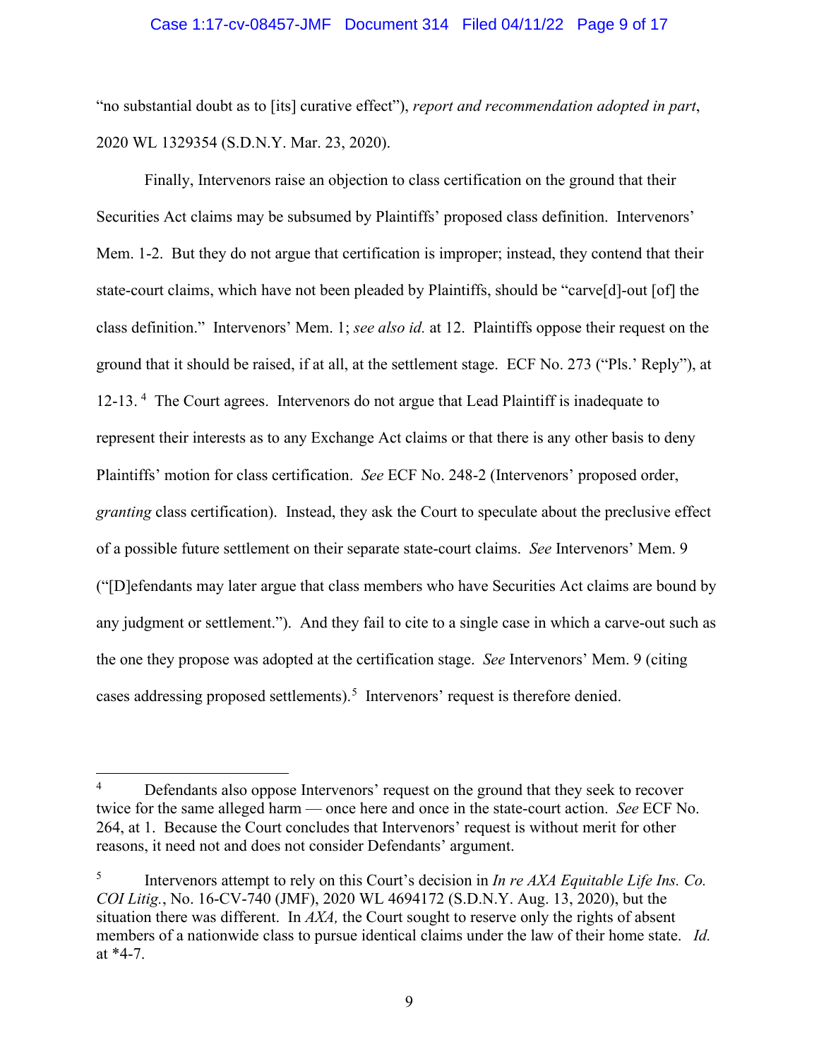"no substantial doubt as to [its] curative effect"), *report and recommendation adopted in part*, 2020 WL 1329354 (S.D.N.Y. Mar. 23, 2020).

Finally, Intervenors raise an objection to class certification on the ground that their Securities Act claims may be subsumed by Plaintiffs' proposed class definition. Intervenors' Mem. 1-2. But they do not argue that certification is improper; instead, they contend that their state-court claims, which have not been pleaded by Plaintiffs, should be "carve[d]-out [of] the class definition." Intervenors' Mem. 1; *see also id.* at 12. Plaintiffs oppose their request on the ground that it should be raised, if at all, at the settlement stage. ECF No. 273 ("Pls.' Reply"), at 12-13.[4] The Court agrees. Intervenors do not argue that Lead Plaintiff is inadequate to represent their interests as to any Exchange Act claims or that there is any other basis to deny Plaintiffs' motion for class certification. *See* ECF No. 248-2 (Intervenors' proposed order, *granting* class certification). Instead, they ask the Court to speculate about the preclusive effect of a possible future settlement on their separate state-court claims. *See* Intervenors' Mem. 9 ("[D]efendants may later argue that class members who have Securities Act claims are bound by any judgment or settlement."). And they fail to cite to a single case in which a carve-out such as the one they propose was adopted at the certification stage. *See* Intervenors' Mem. 9 (citing cases addressing proposed settlements).[5] Intervenors' request is therefore denied.

---

[4] Defendants also oppose Intervenors' request on the ground that they seek to recover twice for the same alleged harm — once here and once in the state-court action. *See* ECF No. 264, at 1. Because the Court concludes that Intervenors' request is without merit for other reasons, it need not and does not consider Defendants' argument.

[5] Intervenors attempt to rely on this Court's decision in *In re AXA Equitable Life Ins. Co. COI Litig.*, No. 16-CV-740 (JMF), 2020 WL 4694172 (S.D.N.Y. Aug. 13, 2020), but the situation there was different. In *AXA,* the Court sought to reserve only the rights of absent members of a nationwide class to pursue identical claims under the law of their home state. *Id.* at *4-7.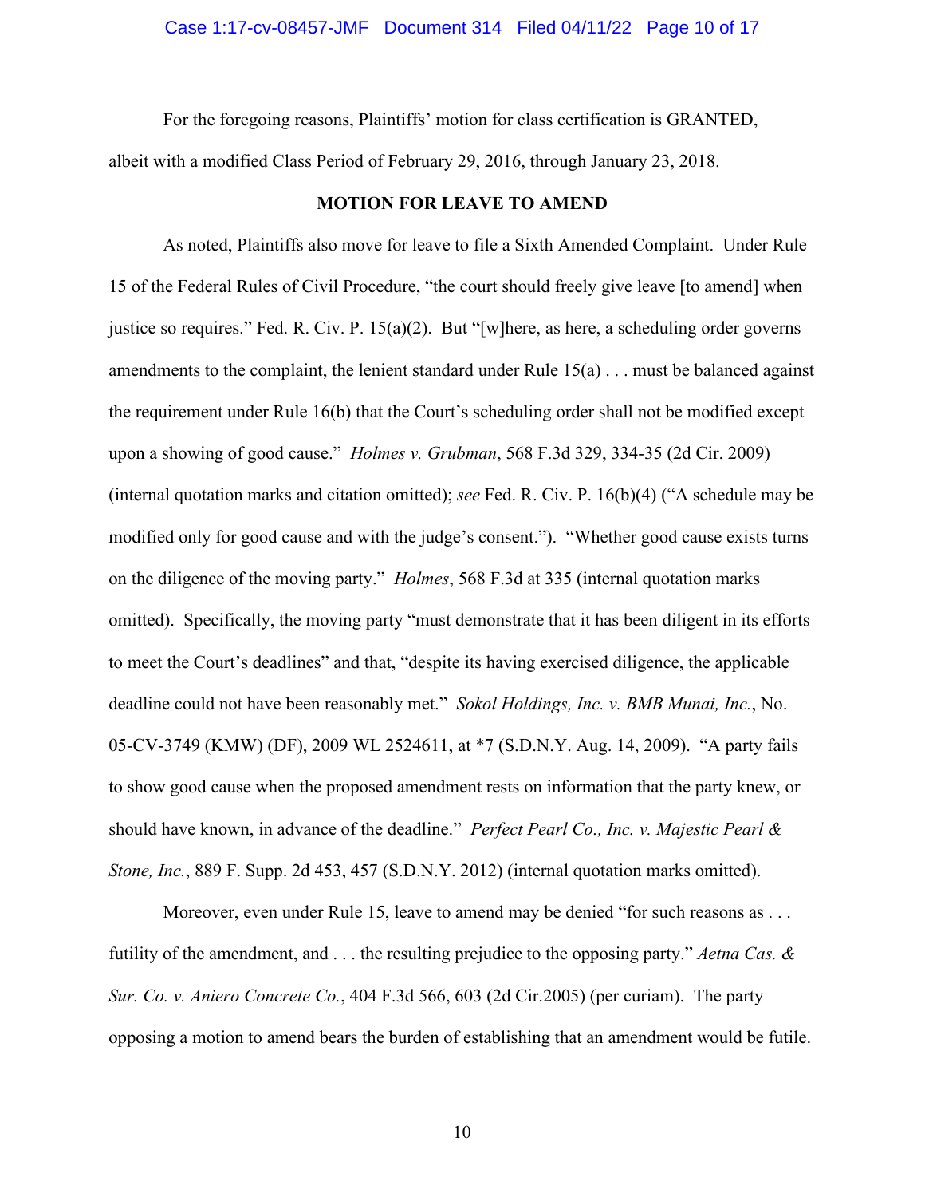For the foregoing reasons, Plaintiffs' motion for class certification is GRANTED, albeit with a modified Class Period of February 29, 2016, through January 23, 2018.

**MOTION FOR LEAVE TO AMEND**

As noted, Plaintiffs also move for leave to file a Sixth Amended Complaint. Under Rule 15 of the Federal Rules of Civil Procedure, "the court should freely give leave [to amend] when justice so requires." Fed. R. Civ. P. 15(a)(2). But "[w]here, as here, a scheduling order governs amendments to the complaint, the lenient standard under Rule 15(a) . . . must be balanced against the requirement under Rule 16(b) that the Court's scheduling order shall not be modified except upon a showing of good cause." *Holmes v. Grubman*, 568 F.3d 329, 334-35 (2d Cir. 2009) (internal quotation marks and citation omitted); *see* Fed. R. Civ. P. 16(b)(4) ("A schedule may be modified only for good cause and with the judge's consent."). "Whether good cause exists turns on the diligence of the moving party." *Holmes*, 568 F.3d at 335 (internal quotation marks omitted). Specifically, the moving party "must demonstrate that it has been diligent in its efforts to meet the Court's deadlines" and that, "despite its having exercised diligence, the applicable deadline could not have been reasonably met." *Sokol Holdings, Inc. v. BMB Munai, Inc.*, No. 05-CV-3749 (KMW) (DF), 2009 WL 2524611, at *7 (S.D.N.Y. Aug. 14, 2009). "A party fails to show good cause when the proposed amendment rests on information that the party knew, or should have known, in advance of the deadline." *Perfect Pearl Co., Inc. v. Majestic Pearl & Stone, Inc.*, 889 F. Supp. 2d 453, 457 (S.D.N.Y. 2012) (internal quotation marks omitted).

Moreover, even under Rule 15, leave to amend may be denied "for such reasons as . . . futility of the amendment, and . . . the resulting prejudice to the opposing party." *Aetna Cas. & Sur. Co. v. Aniero Concrete Co.*, 404 F.3d 566, 603 (2d Cir.2005) (per curiam). The party opposing a motion to amend bears the burden of establishing that an amendment would be futile.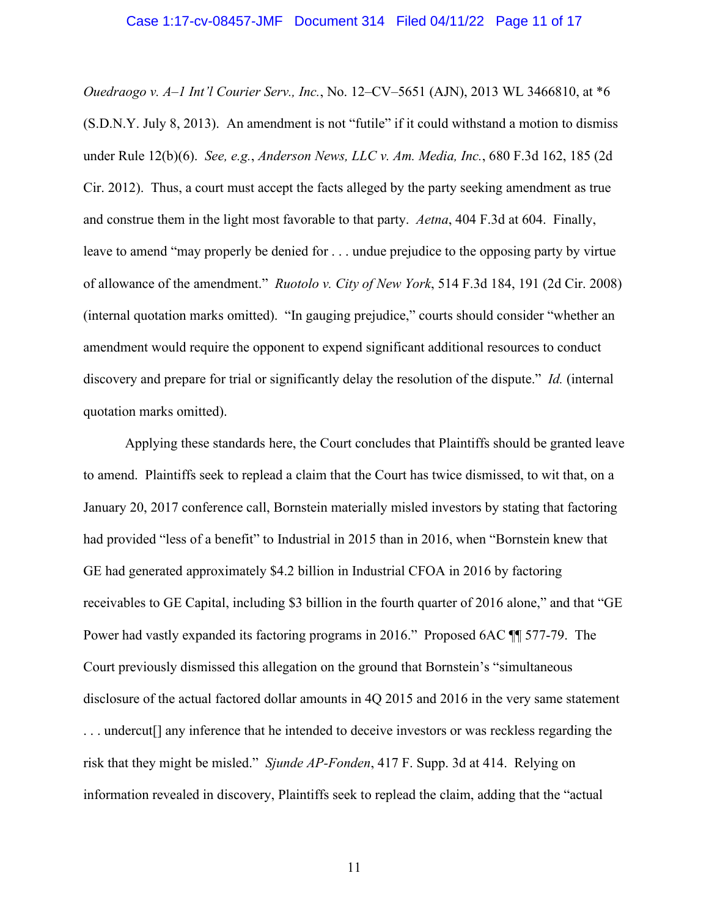*Ouedraogo v. A–1 Int'l Courier Serv., Inc.*, No. 12–CV–5651 (AJN), 2013 WL 3466810, at *6 (S.D.N.Y. July 8, 2013). An amendment is not "futile" if it could withstand a motion to dismiss under Rule 12(b)(6). *See, e.g.*, *Anderson News, LLC v. Am. Media, Inc.*, 680 F.3d 162, 185 (2d Cir. 2012). Thus, a court must accept the facts alleged by the party seeking amendment as true and construe them in the light most favorable to that party. *Aetna*, 404 F.3d at 604. Finally, leave to amend "may properly be denied for . . . undue prejudice to the opposing party by virtue of allowance of the amendment." *Ruotolo v. City of New York*, 514 F.3d 184, 191 (2d Cir. 2008) (internal quotation marks omitted). "In gauging prejudice," courts should consider "whether an amendment would require the opponent to expend significant additional resources to conduct discovery and prepare for trial or significantly delay the resolution of the dispute." *Id.* (internal quotation marks omitted).

Applying these standards here, the Court concludes that Plaintiffs should be granted leave to amend. Plaintiffs seek to replead a claim that the Court has twice dismissed, to wit that, on a January 20, 2017 conference call, Bornstein materially misled investors by stating that factoring had provided "less of a benefit" to Industrial in 2015 than in 2016, when "Bornstein knew that GE had generated approximately $4.2 billion in Industrial CFOA in 2016 by factoring receivables to GE Capital, including $3 billion in the fourth quarter of 2016 alone," and that "GE Power had vastly expanded its factoring programs in 2016." Proposed 6AC ¶¶ 577-79. The Court previously dismissed this allegation on the ground that Bornstein's "simultaneous disclosure of the actual factored dollar amounts in 4Q 2015 and 2016 in the very same statement . . . undercut[] any inference that he intended to deceive investors or was reckless regarding the risk that they might be misled." *Sjunde AP-Fonden*, 417 F. Supp. 3d at 414. Relying on information revealed in discovery, Plaintiffs seek to replead the claim, adding that the "actual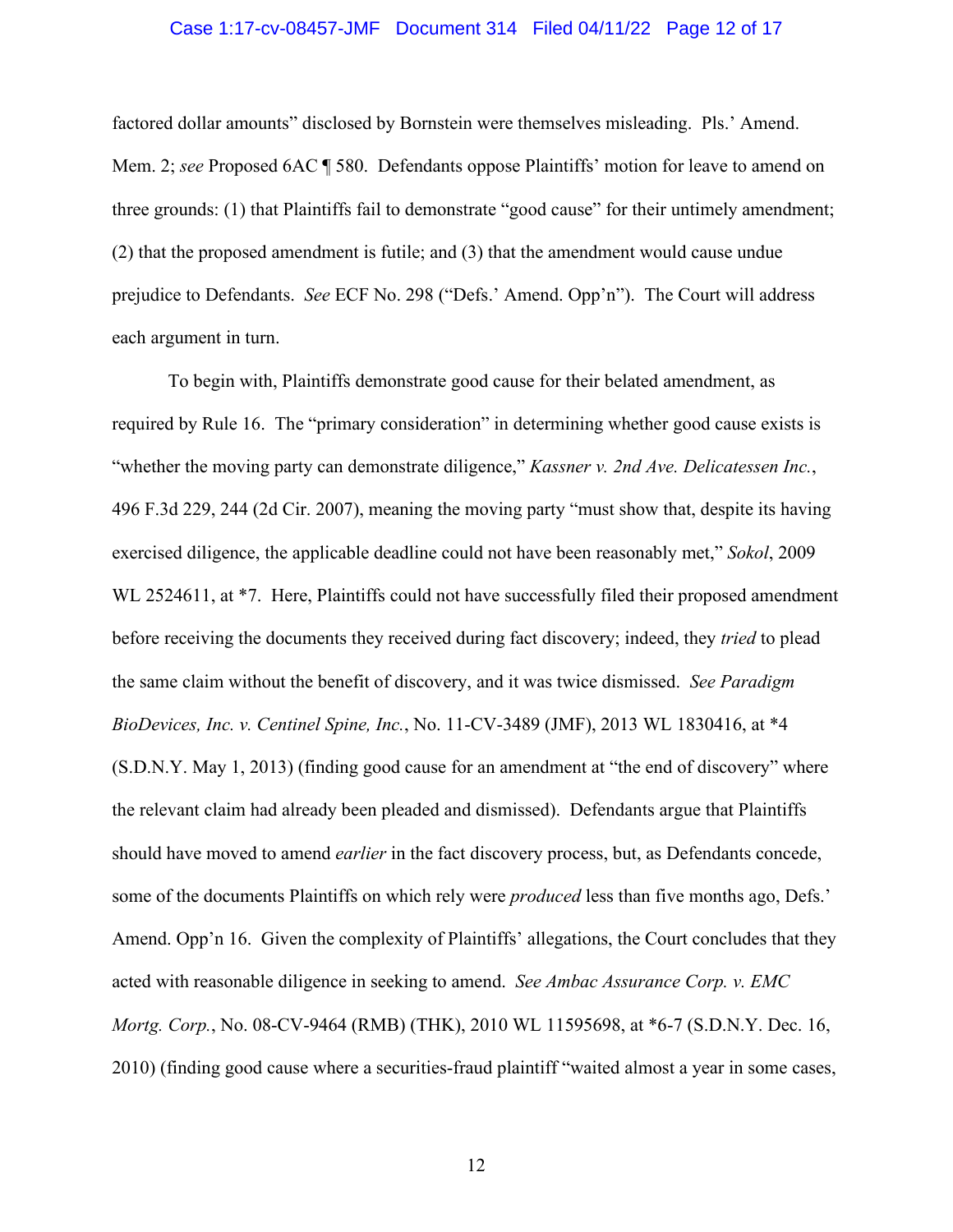factored dollar amounts" disclosed by Bornstein were themselves misleading. Pls.' Amend. Mem. 2; *see* Proposed 6AC ¶ 580. Defendants oppose Plaintiffs' motion for leave to amend on three grounds: (1) that Plaintiffs fail to demonstrate "good cause" for their untimely amendment; (2) that the proposed amendment is futile; and (3) that the amendment would cause undue prejudice to Defendants. *See* ECF No. 298 ("Defs.' Amend. Opp'n"). The Court will address each argument in turn.

To begin with, Plaintiffs demonstrate good cause for their belated amendment, as required by Rule 16. The "primary consideration" in determining whether good cause exists is "whether the moving party can demonstrate diligence," *Kassner v. 2nd Ave. Delicatessen Inc.*, 496 F.3d 229, 244 (2d Cir. 2007), meaning the moving party "must show that, despite its having exercised diligence, the applicable deadline could not have been reasonably met," *Sokol*, 2009 WL 2524611, at *7. Here, Plaintiffs could not have successfully filed their proposed amendment before receiving the documents they received during fact discovery; indeed, they *tried* to plead the same claim without the benefit of discovery, and it was twice dismissed. *See Paradigm BioDevices, Inc. v. Centinel Spine, Inc.*, No. 11-CV-3489 (JMF), 2013 WL 1830416, at *4 (S.D.N.Y. May 1, 2013) (finding good cause for an amendment at "the end of discovery" where the relevant claim had already been pleaded and dismissed). Defendants argue that Plaintiffs should have moved to amend *earlier* in the fact discovery process, but, as Defendants concede, some of the documents Plaintiffs on which rely were *produced* less than five months ago, Defs.' Amend. Opp'n 16. Given the complexity of Plaintiffs' allegations, the Court concludes that they acted with reasonable diligence in seeking to amend. *See Ambac Assurance Corp. v. EMC Mortg. Corp.*, No. 08-CV-9464 (RMB) (THK), 2010 WL 11595698, at *6-7 (S.D.N.Y. Dec. 16, 2010) (finding good cause where a securities-fraud plaintiff "waited almost a year in some cases,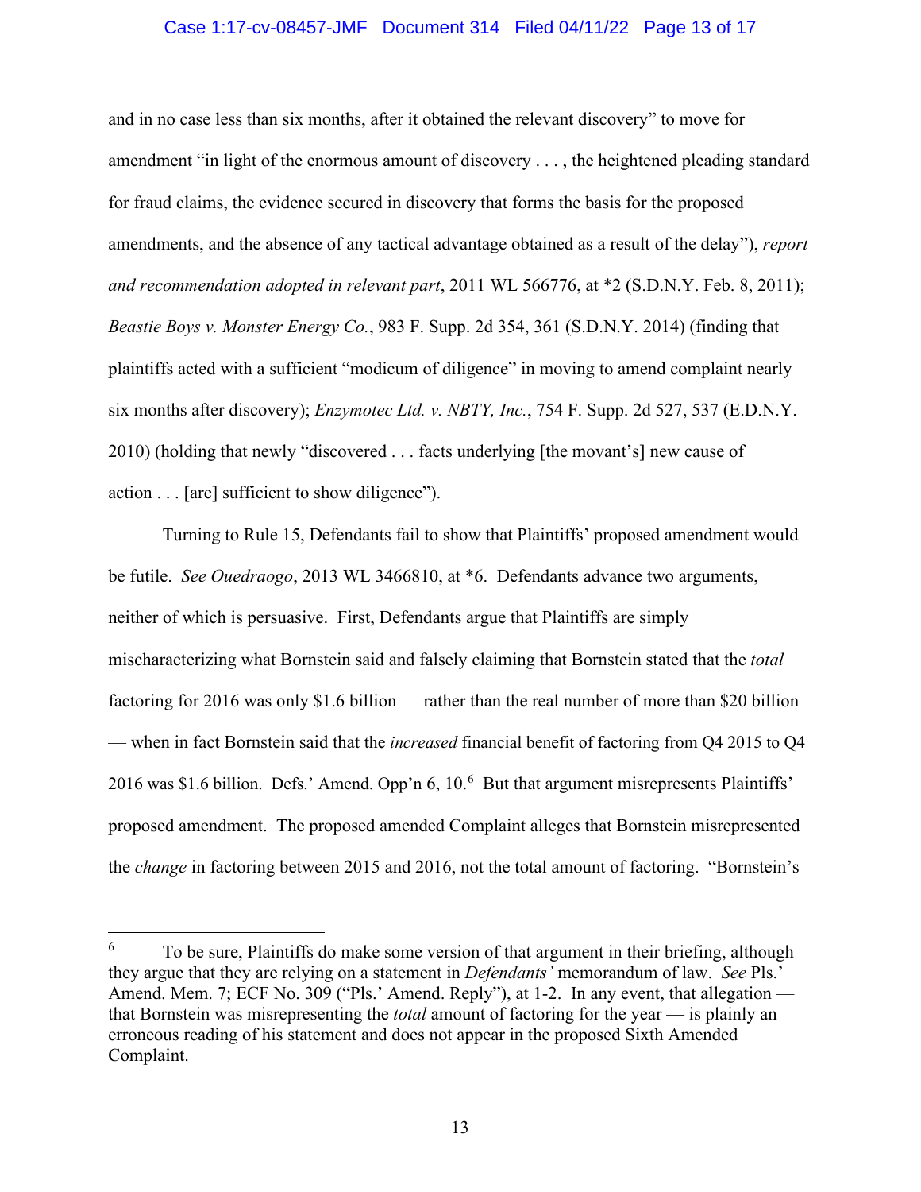and in no case less than six months, after it obtained the relevant discovery" to move for amendment "in light of the enormous amount of discovery . . . , the heightened pleading standard for fraud claims, the evidence secured in discovery that forms the basis for the proposed amendments, and the absence of any tactical advantage obtained as a result of the delay"), *report and recommendation adopted in relevant part*, 2011 WL 566776, at *2 (S.D.N.Y. Feb. 8, 2011); *Beastie Boys v. Monster Energy Co.*, 983 F. Supp. 2d 354, 361 (S.D.N.Y. 2014) (finding that plaintiffs acted with a sufficient "modicum of diligence" in moving to amend complaint nearly six months after discovery); *Enzymotec Ltd. v. NBTY, Inc.*, 754 F. Supp. 2d 527, 537 (E.D.N.Y. 2010) (holding that newly "discovered . . . facts underlying [the movant's] new cause of action . . . [are] sufficient to show diligence").

Turning to Rule 15, Defendants fail to show that Plaintiffs' proposed amendment would be futile. *See Ouedraogo*, 2013 WL 3466810, at *6. Defendants advance two arguments, neither of which is persuasive. First, Defendants argue that Plaintiffs are simply mischaracterizing what Bornstein said and falsely claiming that Bornstein stated that the *total* factoring for 2016 was only $1.6 billion — rather than the real number of more than $20 billion — when in fact Bornstein said that the *increased* financial benefit of factoring from Q4 2015 to Q4 2016 was $1.6 billion. Defs.' Amend. Opp'n 6, 10.[6] But that argument misrepresents Plaintiffs' proposed amendment. The proposed amended Complaint alleges that Bornstein misrepresented the *change* in factoring between 2015 and 2016, not the total amount of factoring. "Bornstein's

---

[6] To be sure, Plaintiffs do make some version of that argument in their briefing, although they argue that they are relying on a statement in *Defendants'* memorandum of law. *See* Pls.' Amend. Mem. 7; ECF No. 309 ("Pls.' Amend. Reply"), at 1-2. In any event, that allegation — that Bornstein was misrepresenting the *total* amount of factoring for the year — is plainly an erroneous reading of his statement and does not appear in the proposed Sixth Amended Complaint.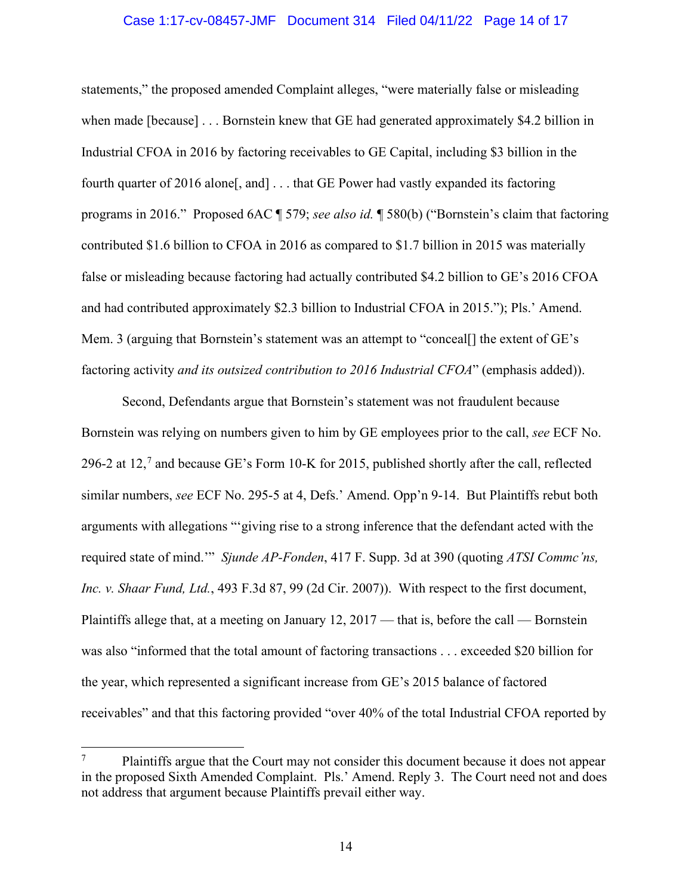statements," the proposed amended Complaint alleges, "were materially false or misleading when made [because] . . . Bornstein knew that GE had generated approximately $4.2 billion in Industrial CFOA in 2016 by factoring receivables to GE Capital, including $3 billion in the fourth quarter of 2016 alone[, and] . . . that GE Power had vastly expanded its factoring programs in 2016." Proposed 6AC ¶ 579; *see also id.* ¶ 580(b) ("Bornstein's claim that factoring contributed $1.6 billion to CFOA in 2016 as compared to $1.7 billion in 2015 was materially false or misleading because factoring had actually contributed $4.2 billion to GE's 2016 CFOA and had contributed approximately $2.3 billion to Industrial CFOA in 2015."); Pls.' Amend. Mem. 3 (arguing that Bornstein's statement was an attempt to "conceal[] the extent of GE's factoring activity *and its outsized contribution to 2016 Industrial CFOA*" (emphasis added)).

Second, Defendants argue that Bornstein's statement was not fraudulent because Bornstein was relying on numbers given to him by GE employees prior to the call, *see* ECF No. 296-2 at 12,[7] and because GE's Form 10-K for 2015, published shortly after the call, reflected similar numbers, *see* ECF No. 295-5 at 4, Defs.' Amend. Opp'n 9-14. But Plaintiffs rebut both arguments with allegations "'giving rise to a strong inference that the defendant acted with the required state of mind.'" *Sjunde AP-Fonden*, 417 F. Supp. 3d at 390 (quoting *ATSI Commc'ns, Inc. v. Shaar Fund, Ltd.*, 493 F.3d 87, 99 (2d Cir. 2007)). With respect to the first document, Plaintiffs allege that, at a meeting on January 12, 2017 — that is, before the call — Bornstein was also "informed that the total amount of factoring transactions . . . exceeded $20 billion for the year, which represented a significant increase from GE's 2015 balance of factored receivables" and that this factoring provided "over 40% of the total Industrial CFOA reported by

---

[7] Plaintiffs argue that the Court may not consider this document because it does not appear in the proposed Sixth Amended Complaint. Pls.' Amend. Reply 3. The Court need not and does not address that argument because Plaintiffs prevail either way.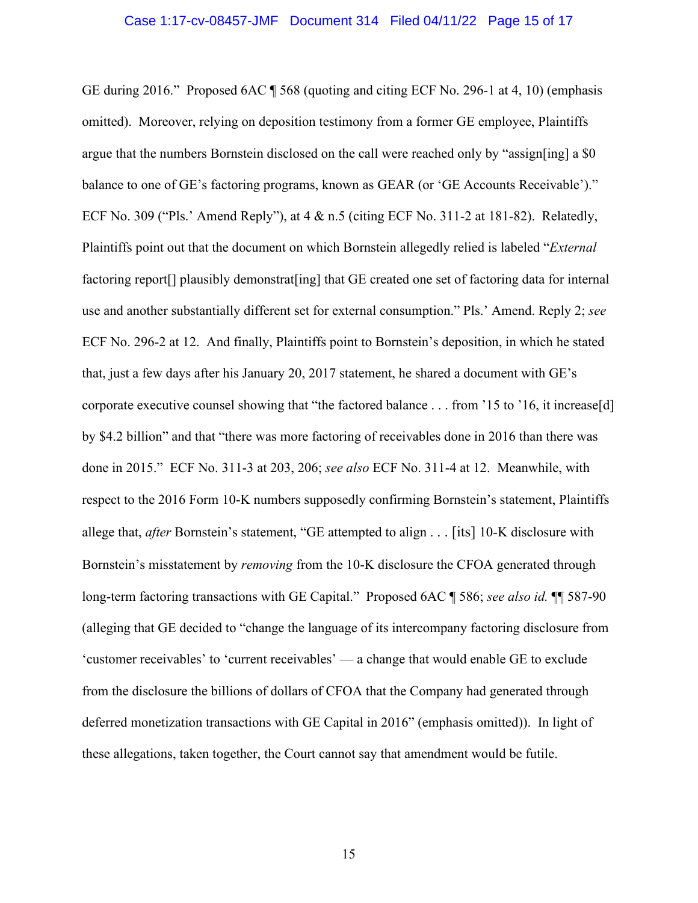GE during 2016." Proposed 6AC ¶ 568 (quoting and citing ECF No. 296-1 at 4, 10) (emphasis omitted). Moreover, relying on deposition testimony from a former GE employee, Plaintiffs argue that the numbers Bornstein disclosed on the call were reached only by "assign[ing] a $0 balance to one of GE's factoring programs, known as GEAR (or 'GE Accounts Receivable')." ECF No. 309 ("Pls.' Amend Reply"), at 4 & n.5 (citing ECF No. 311-2 at 181-82). Relatedly, Plaintiffs point out that the document on which Bornstein allegedly relied is labeled "*External* factoring report[] plausibly demonstrat[ing] that GE created one set of factoring data for internal use and another substantially different set for external consumption." Pls.' Amend. Reply 2; *see* ECF No. 296-2 at 12. And finally, Plaintiffs point to Bornstein's deposition, in which he stated that, just a few days after his January 20, 2017 statement, he shared a document with GE's corporate executive counsel showing that "the factored balance . . . from '15 to '16, it increase[d] by $4.2 billion" and that "there was more factoring of receivables done in 2016 than there was done in 2015." ECF No. 311-3 at 203, 206; *see also* ECF No. 311-4 at 12. Meanwhile, with respect to the 2016 Form 10-K numbers supposedly confirming Bornstein's statement, Plaintiffs allege that, *after* Bornstein's statement, "GE attempted to align . . . [its] 10-K disclosure with Bornstein's misstatement by *removing* from the 10-K disclosure the CFOA generated through long-term factoring transactions with GE Capital." Proposed 6AC ¶ 586; *see also id.* ¶¶ 587-90 (alleging that GE decided to "change the language of its intercompany factoring disclosure from 'customer receivables' to 'current receivables' — a change that would enable GE to exclude from the disclosure the billions of dollars of CFOA that the Company had generated through deferred monetization transactions with GE Capital in 2016" (emphasis omitted)). In light of these allegations, taken together, the Court cannot say that amendment would be futile.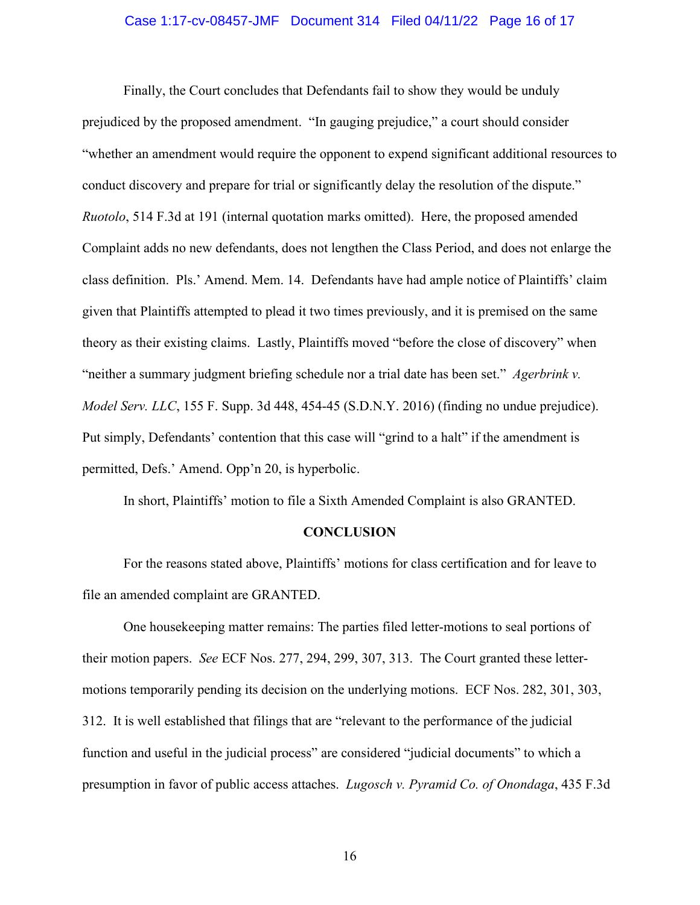Finally, the Court concludes that Defendants fail to show they would be unduly prejudiced by the proposed amendment. "In gauging prejudice," a court should consider "whether an amendment would require the opponent to expend significant additional resources to conduct discovery and prepare for trial or significantly delay the resolution of the dispute." *Ruotolo*, 514 F.3d at 191 (internal quotation marks omitted). Here, the proposed amended Complaint adds no new defendants, does not lengthen the Class Period, and does not enlarge the class definition. Pls.' Amend. Mem. 14. Defendants have had ample notice of Plaintiffs' claim given that Plaintiffs attempted to plead it two times previously, and it is premised on the same theory as their existing claims. Lastly, Plaintiffs moved "before the close of discovery" when "neither a summary judgment briefing schedule nor a trial date has been set." *Agerbrink v. Model Serv. LLC*, 155 F. Supp. 3d 448, 454-45 (S.D.N.Y. 2016) (finding no undue prejudice). Put simply, Defendants' contention that this case will "grind to a halt" if the amendment is permitted, Defs.' Amend. Opp'n 20, is hyperbolic.

In short, Plaintiffs' motion to file a Sixth Amended Complaint is also GRANTED.

**CONCLUSION**

For the reasons stated above, Plaintiffs' motions for class certification and for leave to file an amended complaint are GRANTED.

One housekeeping matter remains: The parties filed letter-motions to seal portions of their motion papers. *See* ECF Nos. 277, 294, 299, 307, 313. The Court granted these letter-motions temporarily pending its decision on the underlying motions. ECF Nos. 282, 301, 303, 312. It is well established that filings that are "relevant to the performance of the judicial function and useful in the judicial process" are considered "judicial documents" to which a presumption in favor of public access attaches. *Lugosch v. Pyramid Co. of Onondaga*, 435 F.3d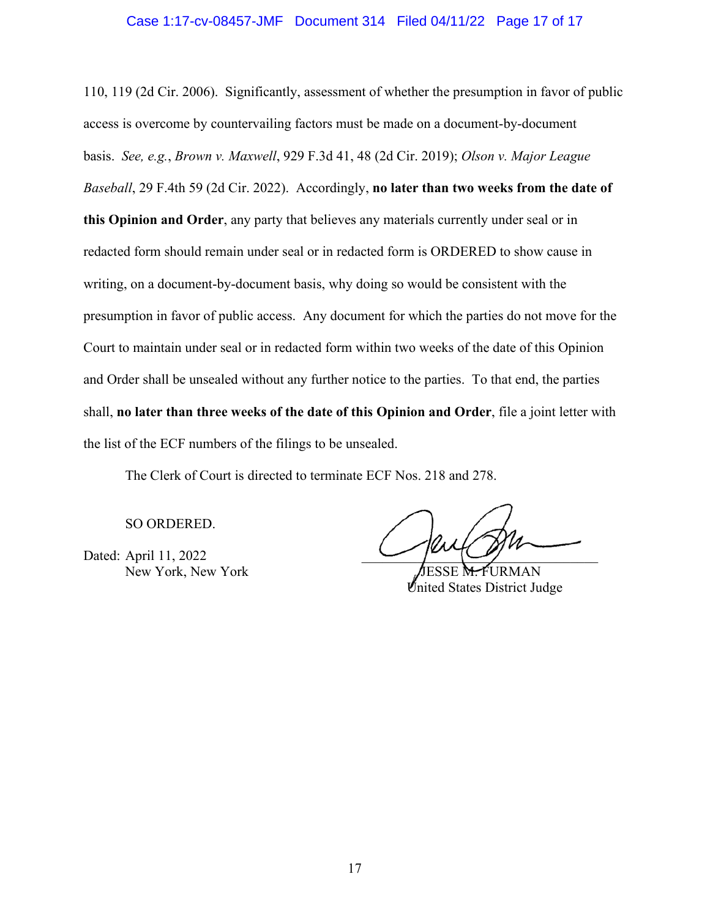110, 119 (2d Cir. 2006). Significantly, assessment of whether the presumption in favor of public access is overcome by countervailing factors must be made on a document-by-document basis. *See, e.g.*, *Brown v. Maxwell*, 929 F.3d 41, 48 (2d Cir. 2019); *Olson v. Major League Baseball*, 29 F.4th 59 (2d Cir. 2022). Accordingly, **no later than two weeks from the date of this Opinion and Order**, any party that believes any materials currently under seal or in redacted form should remain under seal or in redacted form is ORDERED to show cause in writing, on a document-by-document basis, why doing so would be consistent with the presumption in favor of public access. Any document for which the parties do not move for the Court to maintain under seal or in redacted form within two weeks of the date of this Opinion and Order shall be unsealed without any further notice to the parties. To that end, the parties shall, **no later than three weeks of the date of this Opinion and Order**, file a joint letter with the list of the ECF numbers of the filings to be unsealed.

The Clerk of Court is directed to terminate ECF Nos. 218 and 278.

SO ORDERED.

Dated: April 11, 2022
New York, New York

JESSE M. FURMAN
United States District Judge